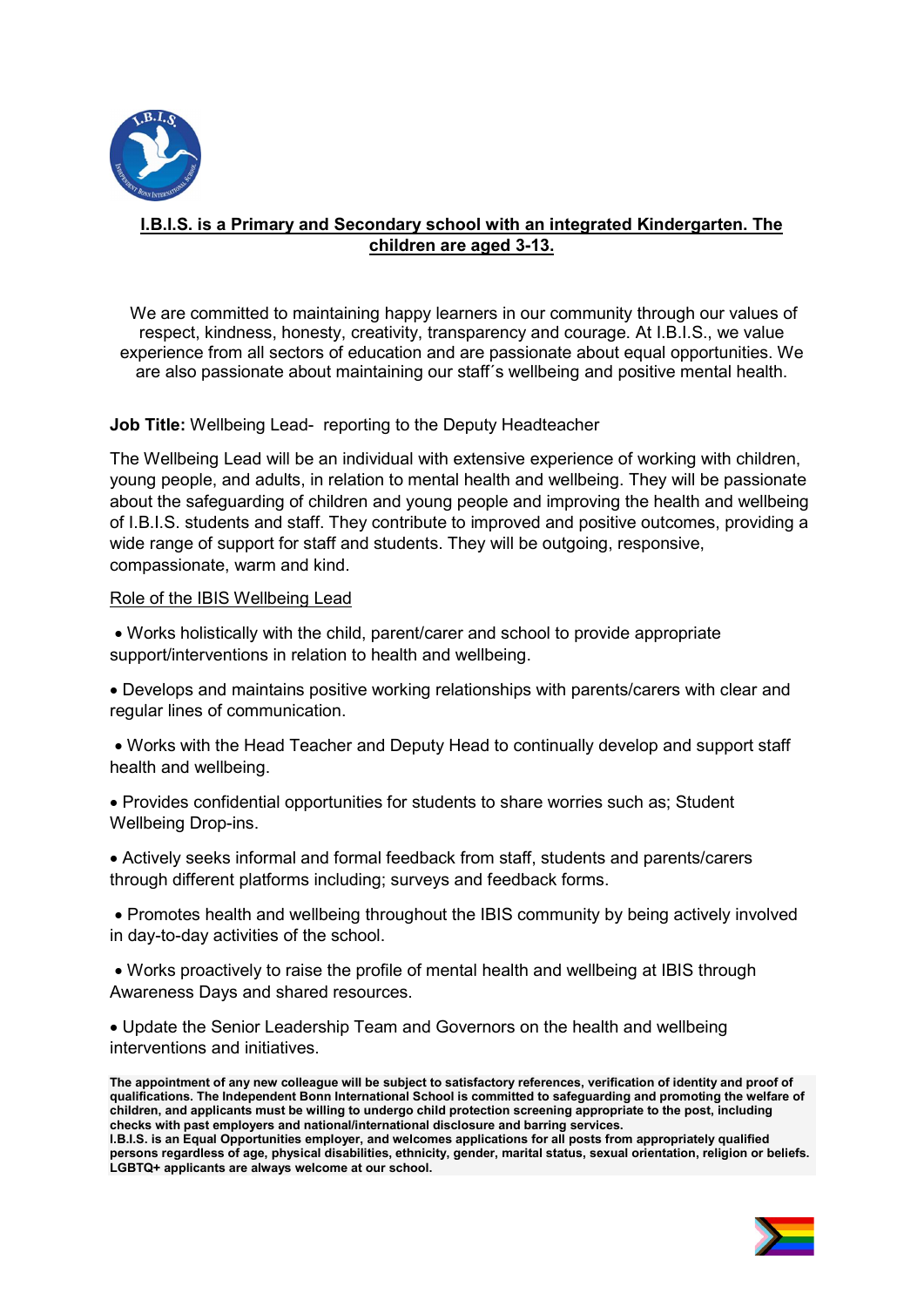**I.B.I.S. is a Primary and Secondary school with an integrated Kindergarten. The children are aged 3-13.**

We are committed to maintaining happy learners in our community through our values of respect, kindness, honesty, creativity, transparency and courage. At I.B.I.S., we value experience from all sectors of education and are passionate about equal opportunities. We are also passionate about maintaining our staff´s wellbeing and positive mental health.

**Job Title:** Wellbeing Lead- reporting to the Deputy Headteacher

The Wellbeing Lead will be an individual with extensive experience of working with children, young people, and adults, in relation to mental health and wellbeing. They will be passionate about the safeguarding of children and young people and improving the health and wellbeing of I.B.I.S. students and staff. They contribute to improved and positive outcomes, providing a wide range of support for staff and students. They will be outgoing, responsive, compassionate, warm and kind.

Role of the IBIS Wellbeing Lead

- Works holistically with the child, parent/carer and school to provide appropriate support/interventions in relation to health and wellbeing.
- Develops and maintains positive working relationships with parents/carers with clear and regular lines of communication.
- Works with the Head Teacher and Deputy Head to continually develop and support staff health and wellbeing.
- Provides confidential opportunities for students to share worries such as; Student Wellbeing Drop-ins.
- Actively seeks informal and formal feedback from staff, students and parents/carers through different platforms including; surveys and feedback forms.
- Promotes health and wellbeing throughout the IBIS community by being actively involved in day-to-day activities of the school.
- Works proactively to raise the profile of mental health and wellbeing at IBIS through Awareness Days and shared resources.
- Update the Senior Leadership Team and Governors on the health and wellbeing interventions and initiatives.

**The appointment of any new colleague will be subject to satisfactory references, verification of identity and proof of qualifications. The Independent Bonn International School is committed to safeguarding and promoting the welfare of children, and applicants must be willing to undergo child protection screening appropriate to the post, including checks with past employers and national/international disclosure and barring services.**
**I.B.I.S. is an Equal Opportunities employer, and welcomes applications for all posts from appropriately qualified persons regardless of age, physical disabilities, ethnicity, gender, marital status, sexual orientation, religion or beliefs. LGBTQ+ applicants are always welcome at our school.**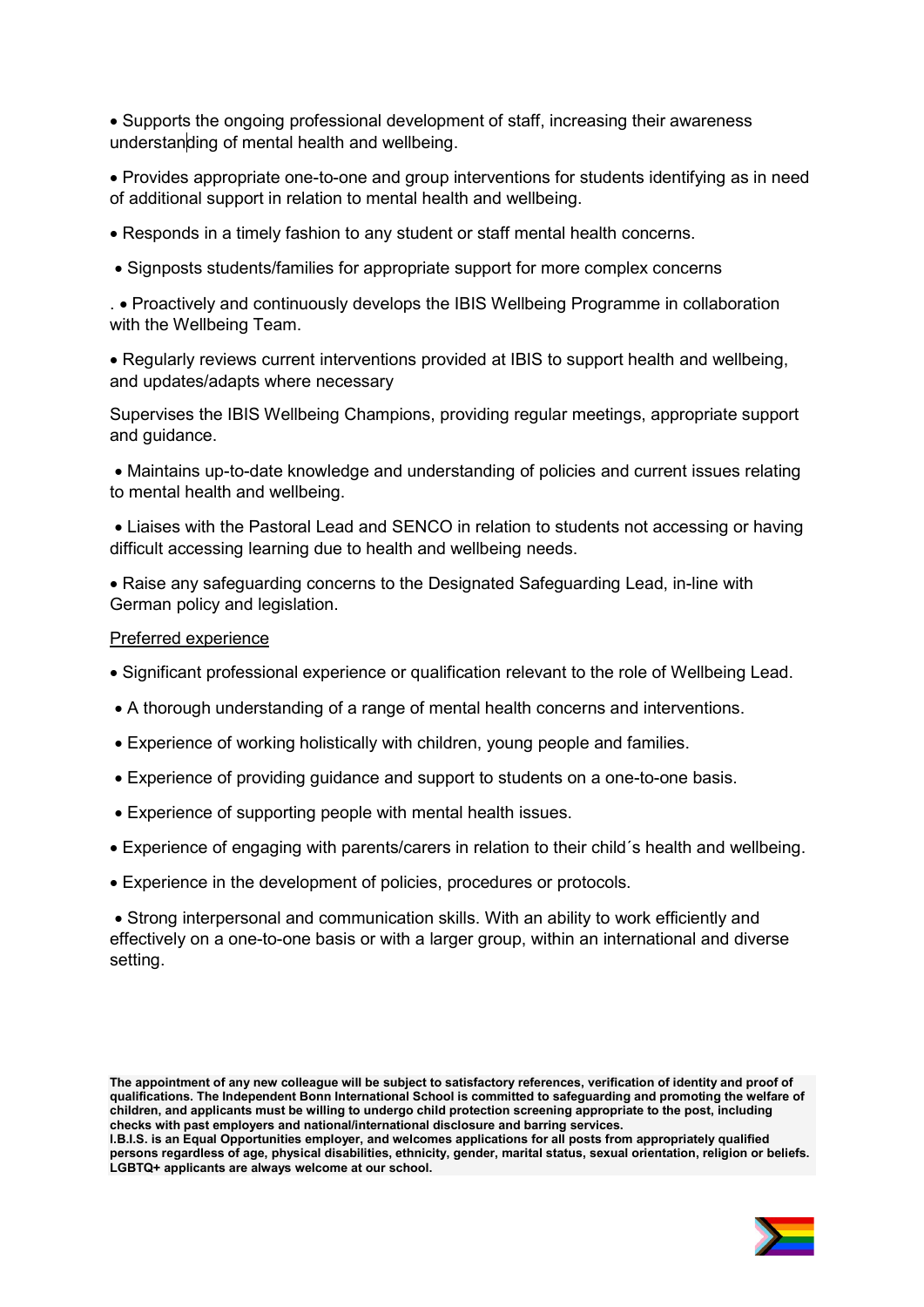- Supports the ongoing professional development of staff, increasing their awareness understanding of mental health and wellbeing.

- Provides appropriate one-to-one and group interventions for students identifying as in need of additional support in relation to mental health and wellbeing.

- Responds in a timely fashion to any student or staff mental health concerns.

- Signposts students/families for appropriate support for more complex concerns

. • Proactively and continuously develops the IBIS Wellbeing Programme in collaboration with the Wellbeing Team.

- Regularly reviews current interventions provided at IBIS to support health and wellbeing, and updates/adapts where necessary

Supervises the IBIS Wellbeing Champions, providing regular meetings, appropriate support and guidance.

- Maintains up-to-date knowledge and understanding of policies and current issues relating to mental health and wellbeing.

- Liaises with the Pastoral Lead and SENCO in relation to students not accessing or having difficult accessing learning due to health and wellbeing needs.

- Raise any safeguarding concerns to the Designated Safeguarding Lead, in-line with German policy and legislation.

<u>Preferred experience</u>

- Significant professional experience or qualification relevant to the role of Wellbeing Lead.

- A thorough understanding of a range of mental health concerns and interventions.

- Experience of working holistically with children, young people and families.

- Experience of providing guidance and support to students on a one-to-one basis.

- Experience of supporting people with mental health issues.

- Experience of engaging with parents/carers in relation to their child´s health and wellbeing.

- Experience in the development of policies, procedures or protocols.

- Strong interpersonal and communication skills. With an ability to work efficiently and effectively on a one-to-one basis or with a larger group, within an international and diverse setting.

**The appointment of any new colleague will be subject to satisfactory references, verification of identity and proof of qualifications. The Independent Bonn International School is committed to safeguarding and promoting the welfare of children, and applicants must be willing to undergo child protection screening appropriate to the post, including checks with past employers and national/international disclosure and barring services.**
**I.B.I.S. is an Equal Opportunities employer, and welcomes applications for all posts from appropriately qualified persons regardless of age, physical disabilities, ethnicity, gender, marital status, sexual orientation, religion or beliefs. LGBTQ+ applicants are always welcome at our school.**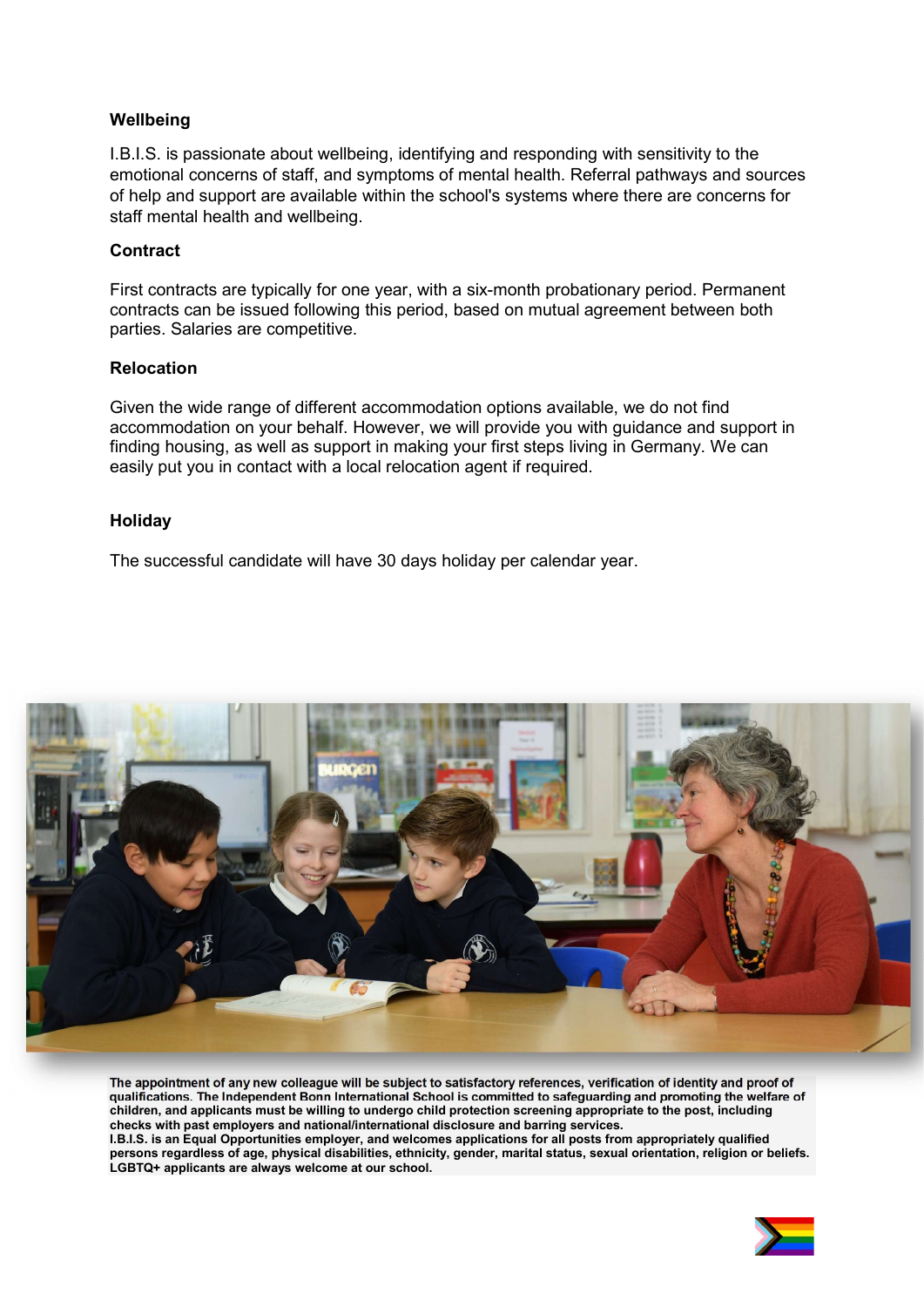## Wellbeing

I.B.I.S. is passionate about wellbeing, identifying and responding with sensitivity to the emotional concerns of staff, and symptoms of mental health. Referral pathways and sources of help and support are available within the school's systems where there are concerns for staff mental health and wellbeing.

## Contract

First contracts are typically for one year, with a six-month probationary period. Permanent contracts can be issued following this period, based on mutual agreement between both parties. Salaries are competitive.

## Relocation

Given the wide range of different accommodation options available, we do not find accommodation on your behalf. However, we will provide you with guidance and support in finding housing, as well as support in making your first steps living in Germany. We can easily put you in contact with a local relocation agent if required.

## Holiday

The successful candidate will have 30 days holiday per calendar year.

**The appointment of any new colleague will be subject to satisfactory references, verification of identity and proof of qualifications. The Independent Bonn International School is committed to safeguarding and promoting the welfare of children, and applicants must be willing to undergo child protection screening appropriate to the post, including checks with past employers and national/international disclosure and barring services.**
**I.B.I.S. is an Equal Opportunities employer, and welcomes applications for all posts from appropriately qualified persons regardless of age, physical disabilities, ethnicity, gender, marital status, sexual orientation, religion or beliefs. LGBTQ+ applicants are always welcome at our school.**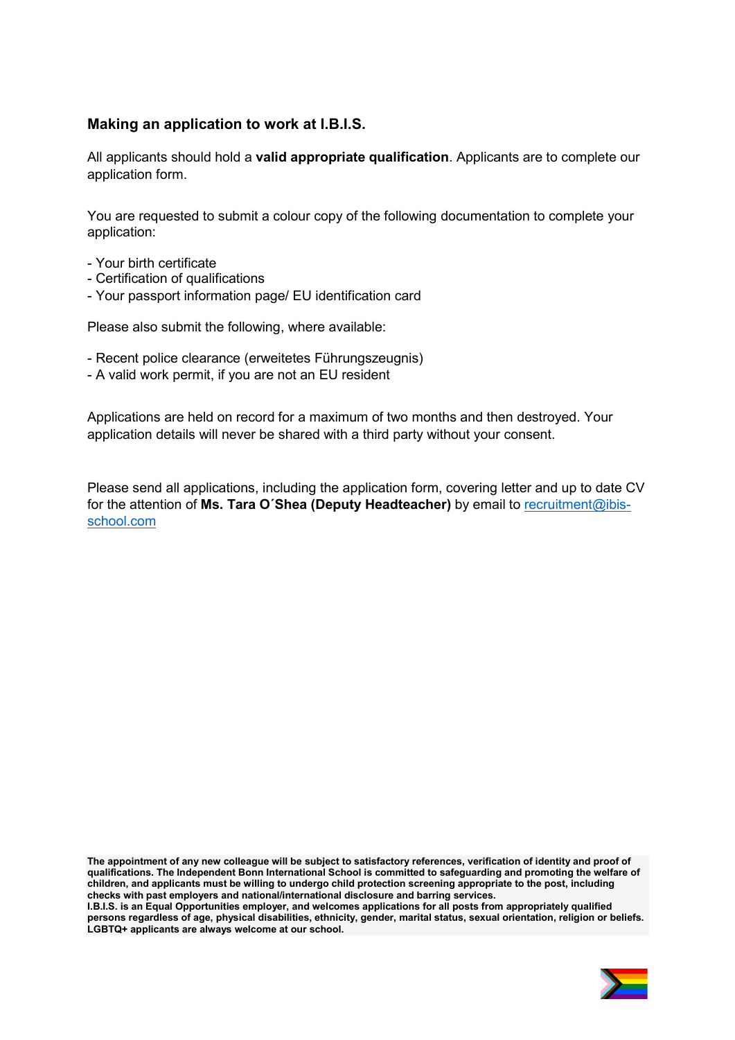### Making an application to work at I.B.I.S.

All applicants should hold a **valid appropriate qualification**. Applicants are to complete our application form.

You are requested to submit a colour copy of the following documentation to complete your application:

- Your birth certificate
- Certification of qualifications
- Your passport information page/ EU identification card

Please also submit the following, where available:

- Recent police clearance (erweitetes Führungszeugnis)
- A valid work permit, if you are not an EU resident

Applications are held on record for a maximum of two months and then destroyed. Your application details will never be shared with a third party without your consent.

Please send all applications, including the application form, covering letter and up to date CV for the attention of **Ms. Tara O´Shea (Deputy Headteacher)** by email to recruitment@ibis-school.com

**The appointment of any new colleague will be subject to satisfactory references, verification of identity and proof of qualifications. The Independent Bonn International School is committed to safeguarding and promoting the welfare of children, and applicants must be willing to undergo child protection screening appropriate to the post, including checks with past employers and national/international disclosure and barring services.**
**I.B.I.S. is an Equal Opportunities employer, and welcomes applications for all posts from appropriately qualified persons regardless of age, physical disabilities, ethnicity, gender, marital status, sexual orientation, religion or beliefs. LGBTQ+ applicants are always welcome at our school.**